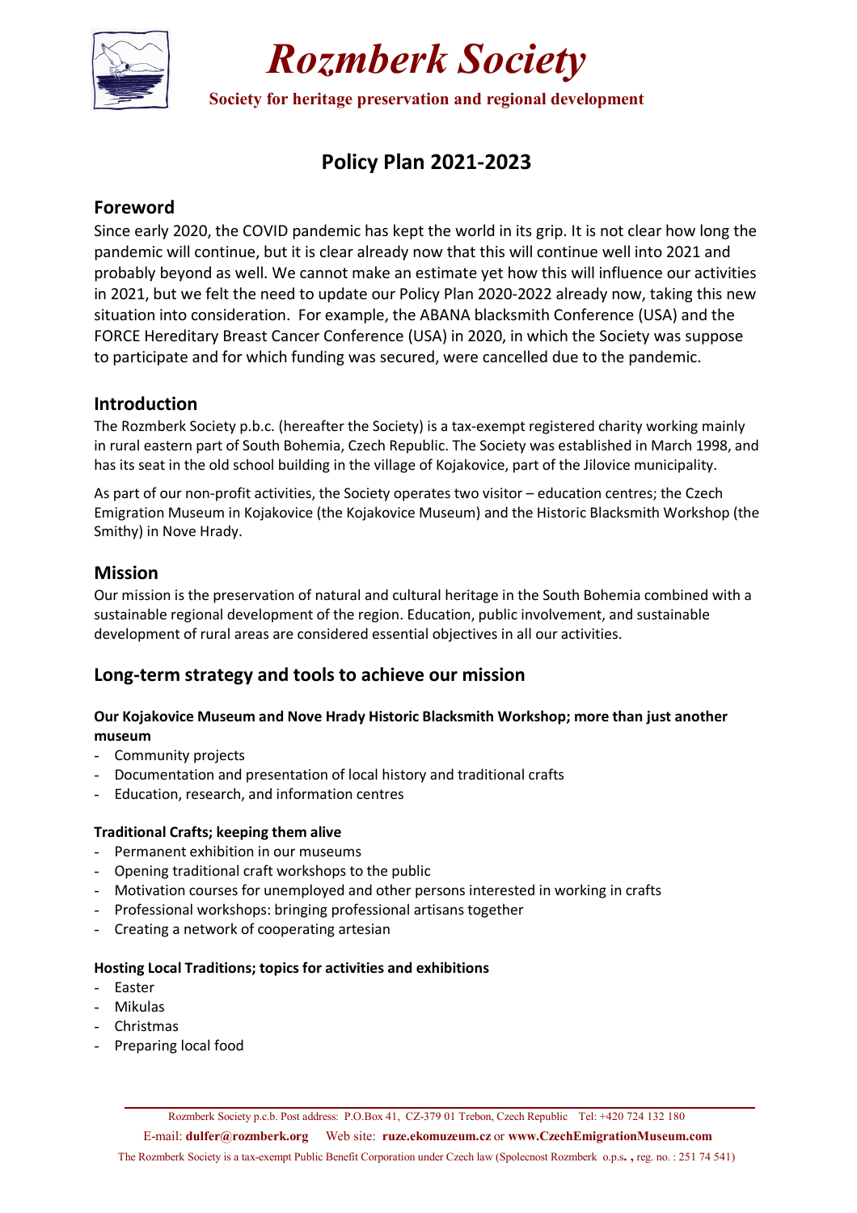# Rozmberk Society

**Society for heritage preservation and regional development**

## Policy Plan 2021-2023

### Foreword

Since early 2020, the COVID pandemic has kept the world in its grip. It is not clear how long the pandemic will continue, but it is clear already now that this will continue well into 2021 and probably beyond as well. We cannot make an estimate yet how this will influence our activities in 2021, but we felt the need to update our Policy Plan 2020-2022 already now, taking this new situation into consideration. For example, the ABANA blacksmith Conference (USA) and the FORCE Hereditary Breast Cancer Conference (USA) in 2020, in which the Society was suppose to participate and for which funding was secured, were cancelled due to the pandemic.

### Introduction

The Rozmberk Society p.b.c. (hereafter the Society) is a tax-exempt registered charity working mainly in rural eastern part of South Bohemia, Czech Republic. The Society was established in March 1998, and has its seat in the old school building in the village of Kojakovice, part of the Jilovice municipality.

As part of our non-profit activities, the Society operates two visitor – education centres; the Czech Emigration Museum in Kojakovice (the Kojakovice Museum) and the Historic Blacksmith Workshop (the Smithy) in Nove Hrady.

### Mission

Our mission is the preservation of natural and cultural heritage in the South Bohemia combined with a sustainable regional development of the region. Education, public involvement, and sustainable development of rural areas are considered essential objectives in all our activities.

### Long-term strategy and tools to achieve our mission

**Our Kojakovice Museum and Nove Hrady Historic Blacksmith Workshop; more than just another museum**

- Community projects
- Documentation and presentation of local history and traditional crafts
- Education, research, and information centres

**Traditional Crafts; keeping them alive**

- Permanent exhibition in our museums
- Opening traditional craft workshops to the public
- Motivation courses for unemployed and other persons interested in working in crafts
- Professional workshops: bringing professional artisans together
- Creating a network of cooperating artesian

**Hosting Local Traditions; topics for activities and exhibitions**

- Easter
- Mikulas
- Christmas
- Preparing local food

Rozmberk Society p.c.b. Post address: P.O.Box 41, CZ-379 01 Trebon, Czech Republic Tel: +420 724 132 180
E-mail: **dulfer@rozmberk.org** Web site: **ruze.ekomuzeum.cz** or **www.CzechEmigrationMuseum.com**
The Rozmberk Society is a tax-exempt Public Benefit Corporation under Czech law (Spolecnost Rozmberk o.p.s., reg. no. : 251 74 541)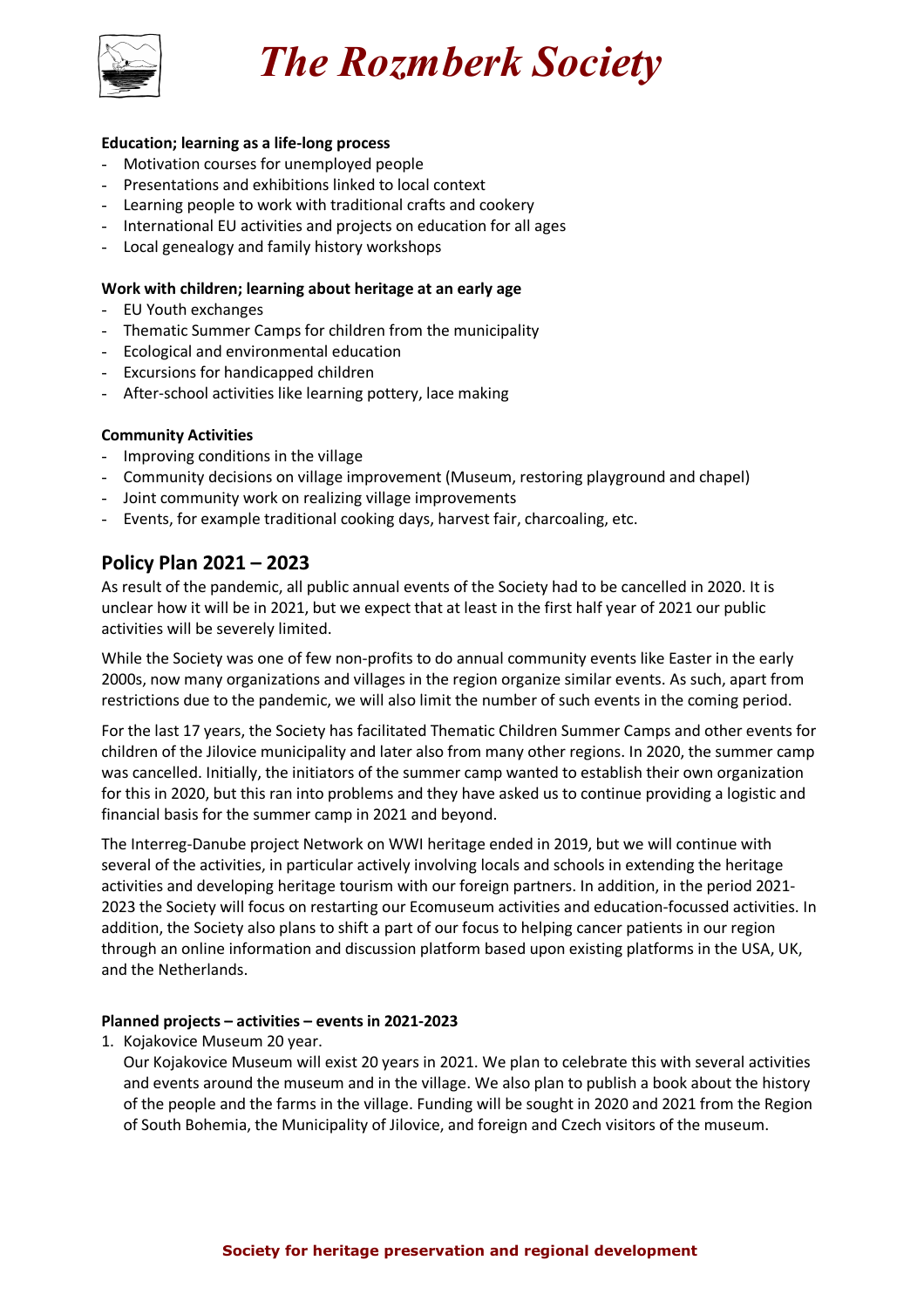**Education; learning as a life-long process**

- Motivation courses for unemployed people
- Presentations and exhibitions linked to local context
- Learning people to work with traditional crafts and cookery
- International EU activities and projects on education for all ages
- Local genealogy and family history workshops

**Work with children; learning about heritage at an early age**

- EU Youth exchanges
- Thematic Summer Camps for children from the municipality
- Ecological and environmental education
- Excursions for handicapped children
- After-school activities like learning pottery, lace making

**Community Activities**

- Improving conditions in the village
- Community decisions on village improvement (Museum, restoring playground and chapel)
- Joint community work on realizing village improvements
- Events, for example traditional cooking days, harvest fair, charcoaling, etc.

## Policy Plan 2021 – 2023

As result of the pandemic, all public annual events of the Society had to be cancelled in 2020. It is unclear how it will be in 2021, but we expect that at least in the first half year of 2021 our public activities will be severely limited.

While the Society was one of few non-profits to do annual community events like Easter in the early 2000s, now many organizations and villages in the region organize similar events. As such, apart from restrictions due to the pandemic, we will also limit the number of such events in the coming period.

For the last 17 years, the Society has facilitated Thematic Children Summer Camps and other events for children of the Jilovice municipality and later also from many other regions. In 2020, the summer camp was cancelled. Initially, the initiators of the summer camp wanted to establish their own organization for this in 2020, but this ran into problems and they have asked us to continue providing a logistic and financial basis for the summer camp in 2021 and beyond.

The Interreg-Danube project Network on WWI heritage ended in 2019, but we will continue with several of the activities, in particular actively involving locals and schools in extending the heritage activities and developing heritage tourism with our foreign partners. In addition, in the period 2021-2023 the Society will focus on restarting our Ecomuseum activities and education-focussed activities. In addition, the Society also plans to shift a part of our focus to helping cancer patients in our region through an online information and discussion platform based upon existing platforms in the USA, UK, and the Netherlands.

**Planned projects – activities – events in 2021-2023**

1. Kojakovice Museum 20 year.
   Our Kojakovice Museum will exist 20 years in 2021. We plan to celebrate this with several activities and events around the museum and in the village. We also plan to publish a book about the history of the people and the farms in the village. Funding will be sought in 2020 and 2021 from the Region of South Bohemia, the Municipality of Jilovice, and foreign and Czech visitors of the museum.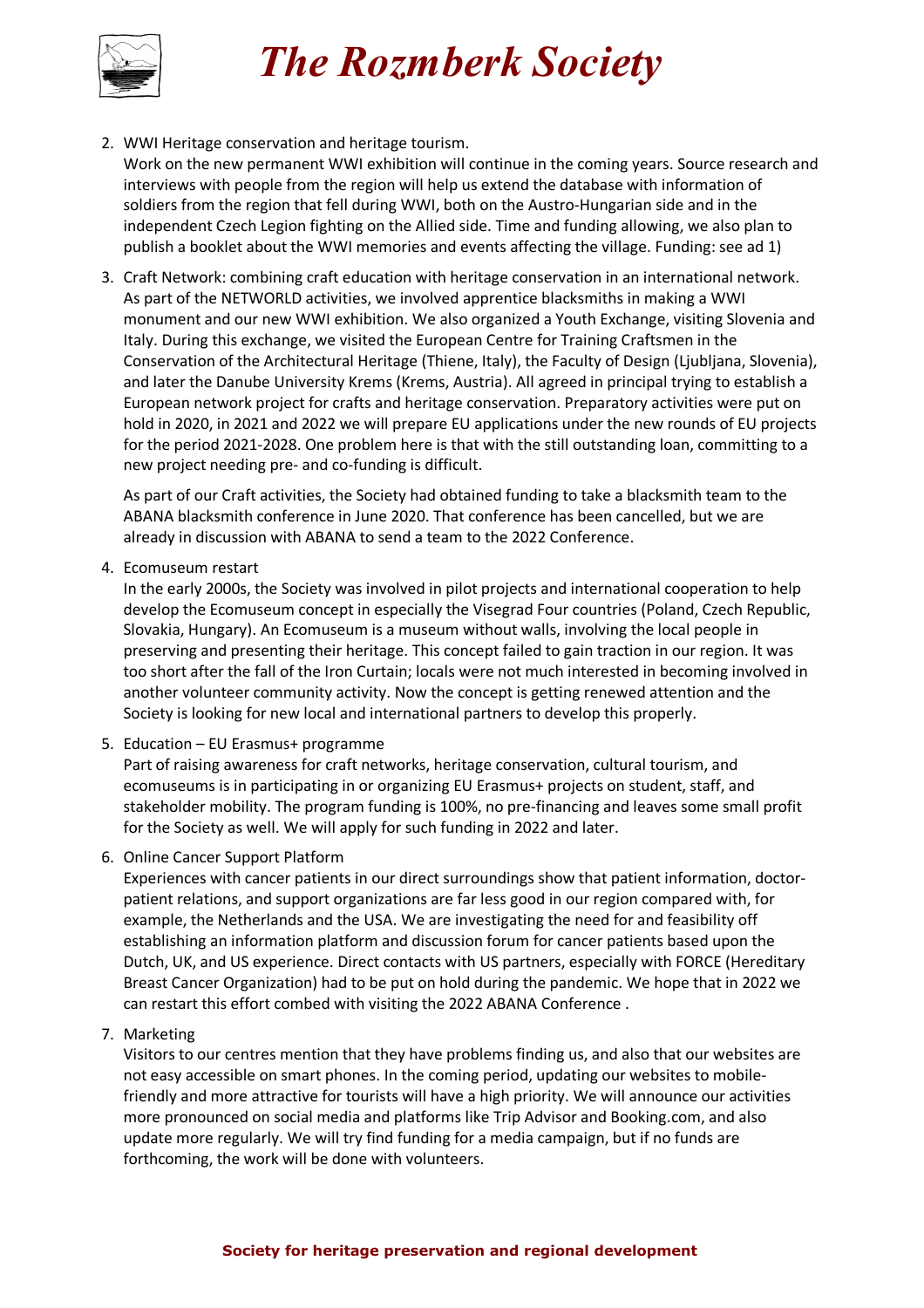2. WWI Heritage conservation and heritage tourism.
   Work on the new permanent WWI exhibition will continue in the coming years. Source research and interviews with people from the region will help us extend the database with information of soldiers from the region that fell during WWI, both on the Austro-Hungarian side and in the independent Czech Legion fighting on the Allied side. Time and funding allowing, we also plan to publish a booklet about the WWI memories and events affecting the village. Funding: see ad 1)

3. Craft Network: combining craft education with heritage conservation in an international network.
   As part of the NETWORLD activities, we involved apprentice blacksmiths in making a WWI monument and our new WWI exhibition. We also organized a Youth Exchange, visiting Slovenia and Italy. During this exchange, we visited the European Centre for Training Craftsmen in the Conservation of the Architectural Heritage (Thiene, Italy), the Faculty of Design (Ljubljana, Slovenia), and later the Danube University Krems (Krems, Austria). All agreed in principal trying to establish a European network project for crafts and heritage conservation. Preparatory activities were put on hold in 2020, in 2021 and 2022 we will prepare EU applications under the new rounds of EU projects for the period 2021-2028. One problem here is that with the still outstanding loan, committing to a new project needing pre- and co-funding is difficult.

   As part of our Craft activities, the Society had obtained funding to take a blacksmith team to the ABANA blacksmith conference in June 2020. That conference has been cancelled, but we are already in discussion with ABANA to send a team to the 2022 Conference.

4. Ecomuseum restart
   In the early 2000s, the Society was involved in pilot projects and international cooperation to help develop the Ecomuseum concept in especially the Visegrad Four countries (Poland, Czech Republic, Slovakia, Hungary). An Ecomuseum is a museum without walls, involving the local people in preserving and presenting their heritage. This concept failed to gain traction in our region. It was too short after the fall of the Iron Curtain; locals were not much interested in becoming involved in another volunteer community activity. Now the concept is getting renewed attention and the Society is looking for new local and international partners to develop this properly.

5. Education – EU Erasmus+ programme
   Part of raising awareness for craft networks, heritage conservation, cultural tourism, and ecomuseums is in participating in or organizing EU Erasmus+ projects on student, staff, and stakeholder mobility. The program funding is 100%, no pre-financing and leaves some small profit for the Society as well. We will apply for such funding in 2022 and later.

6. Online Cancer Support Platform
   Experiences with cancer patients in our direct surroundings show that patient information, doctor-patient relations, and support organizations are far less good in our region compared with, for example, the Netherlands and the USA. We are investigating the need for and feasibility off establishing an information platform and discussion forum for cancer patients based upon the Dutch, UK, and US experience. Direct contacts with US partners, especially with FORCE (Hereditary Breast Cancer Organization) had to be put on hold during the pandemic. We hope that in 2022 we can restart this effort combed with visiting the 2022 ABANA Conference .

7. Marketing
   Visitors to our centres mention that they have problems finding us, and also that our websites are not easy accessible on smart phones. In the coming period, updating our websites to mobile-friendly and more attractive for tourists will have a high priority. We will announce our activities more pronounced on social media and platforms like Trip Advisor and Booking.com, and also update more regularly. We will try find funding for a media campaign, but if no funds are forthcoming, the work will be done with volunteers.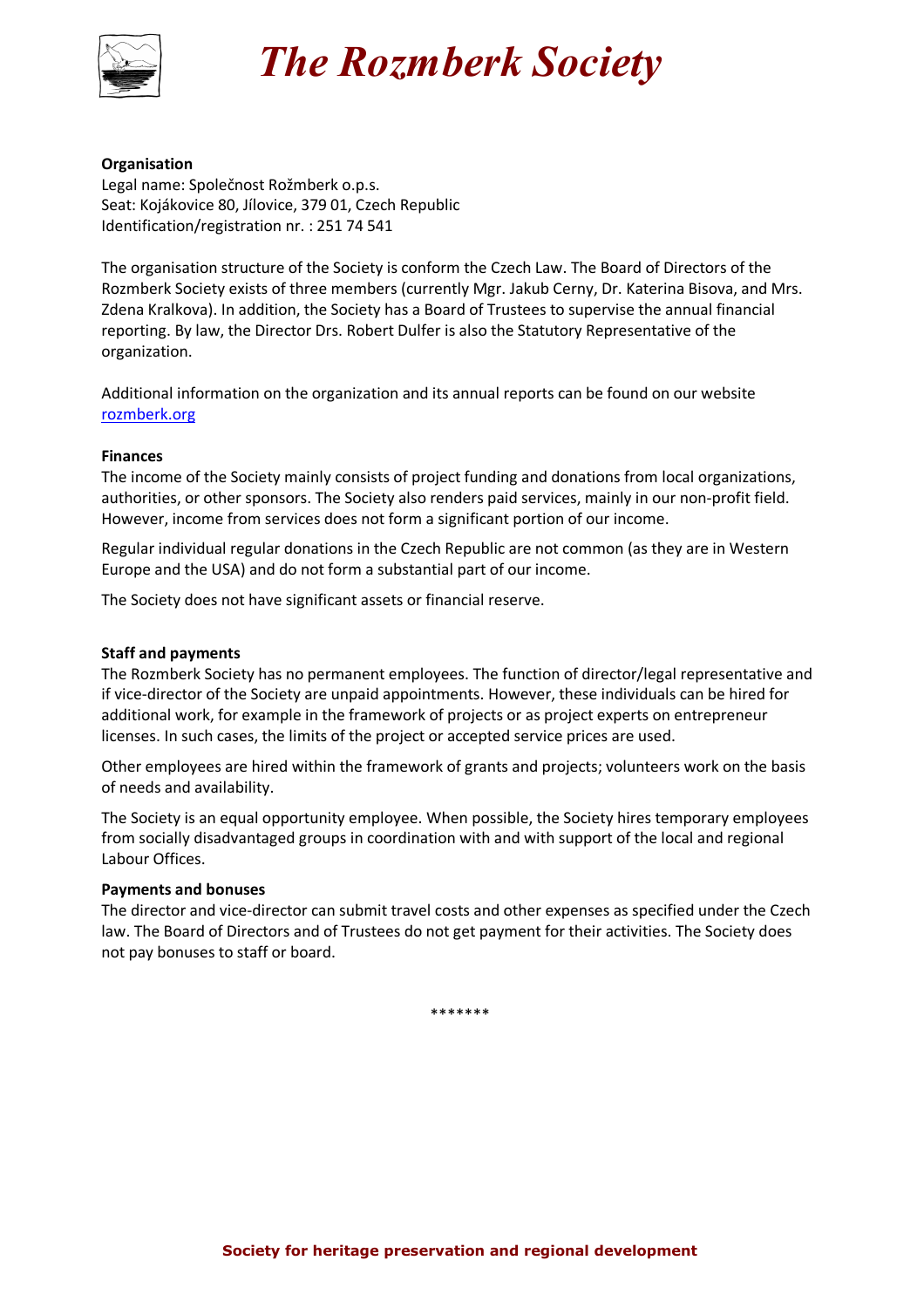# The Rozmberk Society

**Organisation**

Legal name: Společnost Rožmberk o.p.s.
Seat: Kojákovice 80, Jílovice, 379 01, Czech Republic
Identification/registration nr. : 251 74 541

The organisation structure of the Society is conform the Czech Law. The Board of Directors of the Rozmberk Society exists of three members (currently Mgr. Jakub Cerny, Dr. Katerina Bisova, and Mrs. Zdena Kralkova). In addition, the Society has a Board of Trustees to supervise the annual financial reporting. By law, the Director Drs. Robert Dulfer is also the Statutory Representative of the organization.

Additional information on the organization and its annual reports can be found on our website [rozmberk.org](rozmberk.org)

**Finances**

The income of the Society mainly consists of project funding and donations from local organizations, authorities, or other sponsors. The Society also renders paid services, mainly in our non-profit field. However, income from services does not form a significant portion of our income.

Regular individual regular donations in the Czech Republic are not common (as they are in Western Europe and the USA) and do not form a substantial part of our income.

The Society does not have significant assets or financial reserve.

**Staff and payments**

The Rozmberk Society has no permanent employees. The function of director/legal representative and if vice-director of the Society are unpaid appointments. However, these individuals can be hired for additional work, for example in the framework of projects or as project experts on entrepreneur licenses. In such cases, the limits of the project or accepted service prices are used.

Other employees are hired within the framework of grants and projects; volunteers work on the basis of needs and availability.

The Society is an equal opportunity employee. When possible, the Society hires temporary employees from socially disadvantaged groups in coordination with and with support of the local and regional Labour Offices.

**Payments and bonuses**

The director and vice-director can submit travel costs and other expenses as specified under the Czech law. The Board of Directors and of Trustees do not get payment for their activities. The Society does not pay bonuses to staff or board.

*******